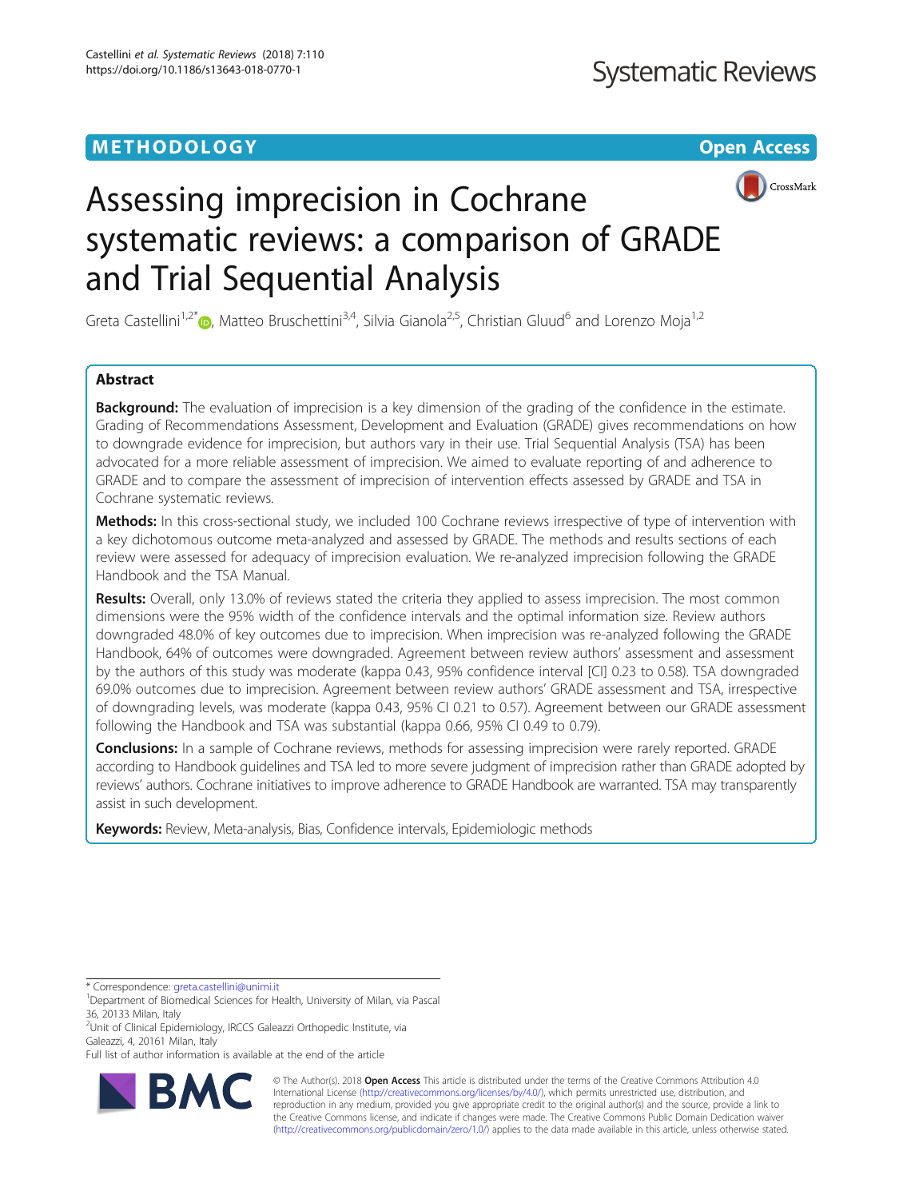METHODOLOGY

Open Access

# Assessing imprecision in Cochrane systematic reviews: a comparison of GRADE and Trial Sequential Analysis

Greta Castellini[1,2*], Matteo Bruschettini[3,4], Silvia Gianola[2,5], Christian Gluud[6] and Lorenzo Moja[1,2]

## Abstract

**Background:** The evaluation of imprecision is a key dimension of the grading of the confidence in the estimate. Grading of Recommendations Assessment, Development and Evaluation (GRADE) gives recommendations on how to downgrade evidence for imprecision, but authors vary in their use. Trial Sequential Analysis (TSA) has been advocated for a more reliable assessment of imprecision. We aimed to evaluate reporting of and adherence to GRADE and to compare the assessment of imprecision of intervention effects assessed by GRADE and TSA in Cochrane systematic reviews.

**Methods:** In this cross-sectional study, we included 100 Cochrane reviews irrespective of type of intervention with a key dichotomous outcome meta-analyzed and assessed by GRADE. The methods and results sections of each review were assessed for adequacy of imprecision evaluation. We re-analyzed imprecision following the GRADE Handbook and the TSA Manual.

**Results:** Overall, only 13.0% of reviews stated the criteria they applied to assess imprecision. The most common dimensions were the 95% width of the confidence intervals and the optimal information size. Review authors downgraded 48.0% of key outcomes due to imprecision. When imprecision was re-analyzed following the GRADE Handbook, 64% of outcomes were downgraded. Agreement between review authors' assessment and assessment by the authors of this study was moderate (kappa 0.43, 95% confidence interval [CI] 0.23 to 0.58). TSA downgraded 69.0% outcomes due to imprecision. Agreement between review authors' GRADE assessment and TSA, irrespective of downgrading levels, was moderate (kappa 0.43, 95% CI 0.21 to 0.57). Agreement between our GRADE assessment following the Handbook and TSA was substantial (kappa 0.66, 95% CI 0.49 to 0.79).

**Conclusions:** In a sample of Cochrane reviews, methods for assessing imprecision were rarely reported. GRADE according to Handbook guidelines and TSA led to more severe judgment of imprecision rather than GRADE adopted by reviews' authors. Cochrane initiatives to improve adherence to GRADE Handbook are warranted. TSA may transparently assist in such development.

**Keywords:** Review, Meta-analysis, Bias, Confidence intervals, Epidemiologic methods

---

\* Correspondence: greta.castellini@unimi.it
[1]Department of Biomedical Sciences for Health, University of Milan, via Pascal 36, 20133 Milan, Italy
[2]Unit of Clinical Epidemiology, IRCCS Galeazzi Orthopedic Institute, via Galeazzi, 4, 20161 Milan, Italy
Full list of author information is available at the end of the article

© The Author(s). 2018 **Open Access** This article is distributed under the terms of the Creative Commons Attribution 4.0 International License (http://creativecommons.org/licenses/by/4.0/), which permits unrestricted use, distribution, and reproduction in any medium, provided you give appropriate credit to the original author(s) and the source, provide a link to the Creative Commons license, and indicate if changes were made. The Creative Commons Public Domain Dedication waiver (http://creativecommons.org/publicdomain/zero/1.0/) applies to the data made available in this article, unless otherwise stated.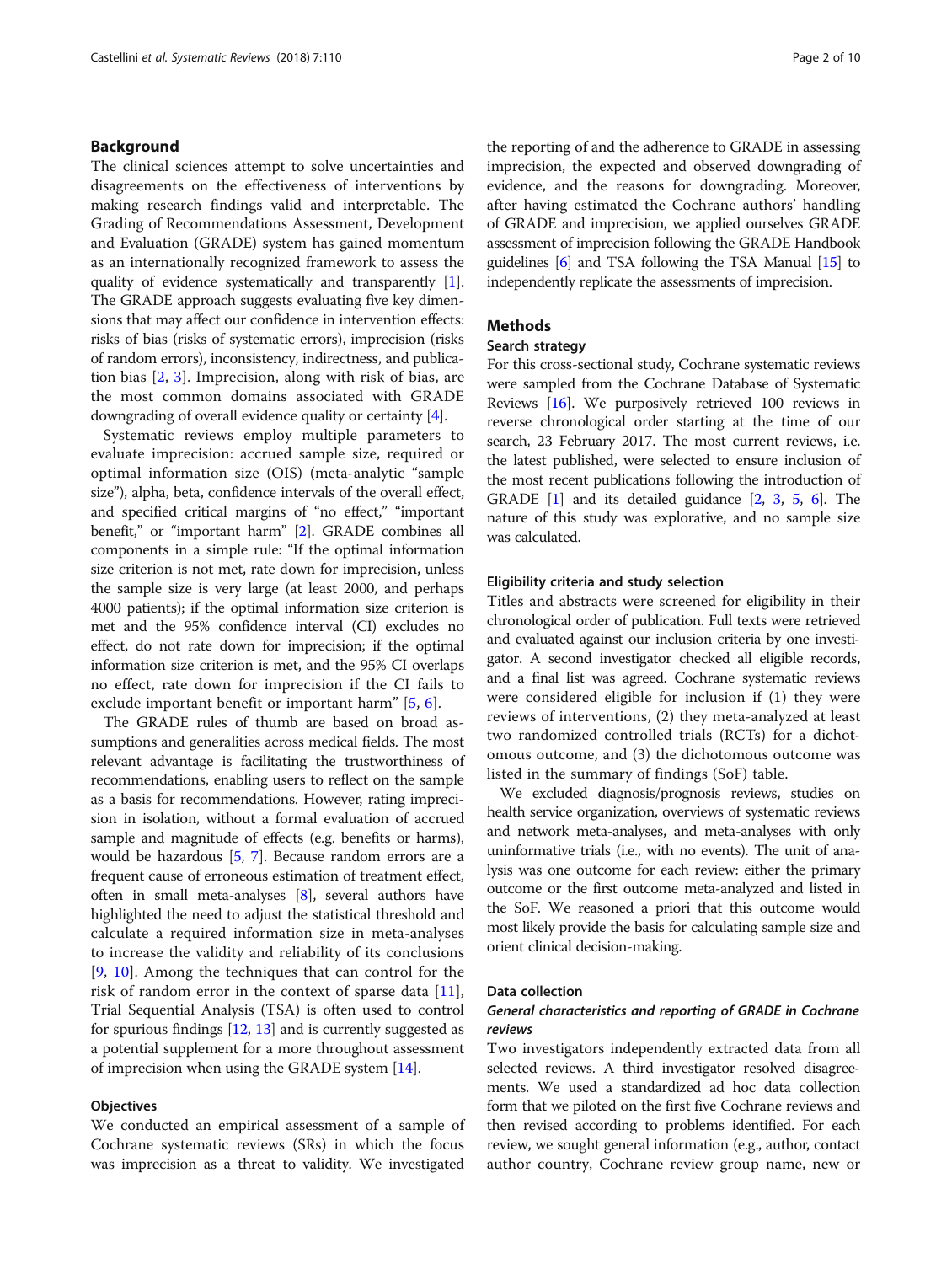## Background

The clinical sciences attempt to solve uncertainties and disagreements on the effectiveness of interventions by making research findings valid and interpretable. The Grading of Recommendations Assessment, Development and Evaluation (GRADE) system has gained momentum as an internationally recognized framework to assess the quality of evidence systematically and transparently [1]. The GRADE approach suggests evaluating five key dimensions that may affect our confidence in intervention effects: risks of bias (risks of systematic errors), imprecision (risks of random errors), inconsistency, indirectness, and publication bias [2, 3]. Imprecision, along with risk of bias, are the most common domains associated with GRADE downgrading of overall evidence quality or certainty [4].

Systematic reviews employ multiple parameters to evaluate imprecision: accrued sample size, required or optimal information size (OIS) (meta-analytic "sample size"), alpha, beta, confidence intervals of the overall effect, and specified critical margins of "no effect," "important benefit," or "important harm" [2]. GRADE combines all components in a simple rule: "If the optimal information size criterion is not met, rate down for imprecision, unless the sample size is very large (at least 2000, and perhaps 4000 patients); if the optimal information size criterion is met and the 95% confidence interval (CI) excludes no effect, do not rate down for imprecision; if the optimal information size criterion is met, and the 95% CI overlaps no effect, rate down for imprecision if the CI fails to exclude important benefit or important harm" [5, 6].

The GRADE rules of thumb are based on broad assumptions and generalities across medical fields. The most relevant advantage is facilitating the trustworthiness of recommendations, enabling users to reflect on the sample as a basis for recommendations. However, rating imprecision in isolation, without a formal evaluation of accrued sample and magnitude of effects (e.g. benefits or harms), would be hazardous [5, 7]. Because random errors are a frequent cause of erroneous estimation of treatment effect, often in small meta-analyses [8], several authors have highlighted the need to adjust the statistical threshold and calculate a required information size in meta-analyses to increase the validity and reliability of its conclusions [9, 10]. Among the techniques that can control for the risk of random error in the context of sparse data [11], Trial Sequential Analysis (TSA) is often used to control for spurious findings [12, 13] and is currently suggested as a potential supplement for a more throughout assessment of imprecision when using the GRADE system [14].

### Objectives

We conducted an empirical assessment of a sample of Cochrane systematic reviews (SRs) in which the focus was imprecision as a threat to validity. We investigated the reporting of and the adherence to GRADE in assessing imprecision, the expected and observed downgrading of evidence, and the reasons for downgrading. Moreover, after having estimated the Cochrane authors' handling of GRADE and imprecision, we applied ourselves GRADE assessment of imprecision following the GRADE Handbook guidelines [6] and TSA following the TSA Manual [15] to independently replicate the assessments of imprecision.

## Methods

### Search strategy

For this cross-sectional study, Cochrane systematic reviews were sampled from the Cochrane Database of Systematic Reviews [16]. We purposively retrieved 100 reviews in reverse chronological order starting at the time of our search, 23 February 2017. The most current reviews, i.e. the latest published, were selected to ensure inclusion of the most recent publications following the introduction of GRADE [1] and its detailed guidance [2, 3, 5, 6]. The nature of this study was explorative, and no sample size was calculated.

### Eligibility criteria and study selection

Titles and abstracts were screened for eligibility in their chronological order of publication. Full texts were retrieved and evaluated against our inclusion criteria by one investigator. A second investigator checked all eligible records, and a final list was agreed. Cochrane systematic reviews were considered eligible for inclusion if (1) they were reviews of interventions, (2) they meta-analyzed at least two randomized controlled trials (RCTs) for a dichotomous outcome, and (3) the dichotomous outcome was listed in the summary of findings (SoF) table.

We excluded diagnosis/prognosis reviews, studies on health service organization, overviews of systematic reviews and network meta-analyses, and meta-analyses with only uninformative trials (i.e., with no events). The unit of analysis was one outcome for each review: either the primary outcome or the first outcome meta-analyzed and listed in the SoF. We reasoned a priori that this outcome would most likely provide the basis for calculating sample size and orient clinical decision-making.

### Data collection

#### *General characteristics and reporting of GRADE in Cochrane reviews*

Two investigators independently extracted data from all selected reviews. A third investigator resolved disagreements. We used a standardized ad hoc data collection form that we piloted on the first five Cochrane reviews and then revised according to problems identified. For each review, we sought general information (e.g., author, contact author country, Cochrane review group name, new or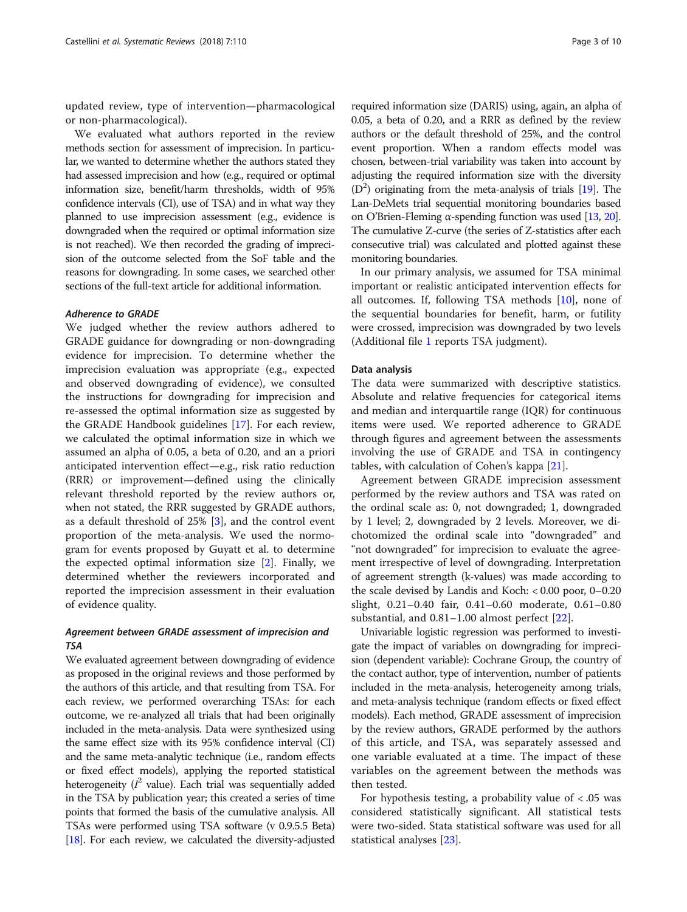updated review, type of intervention—pharmacological or non-pharmacological).

We evaluated what authors reported in the review methods section for assessment of imprecision. In particular, we wanted to determine whether the authors stated they had assessed imprecision and how (e.g., required or optimal information size, benefit/harm thresholds, width of 95% confidence intervals (CI), use of TSA) and in what way they planned to use imprecision assessment (e.g., evidence is downgraded when the required or optimal information size is not reached). We then recorded the grading of imprecision of the outcome selected from the SoF table and the reasons for downgrading. In some cases, we searched other sections of the full-text article for additional information.

#### *Adherence to GRADE*

We judged whether the review authors adhered to GRADE guidance for downgrading or non-downgrading evidence for imprecision. To determine whether the imprecision evaluation was appropriate (e.g., expected and observed downgrading of evidence), we consulted the instructions for downgrading for imprecision and re-assessed the optimal information size as suggested by the GRADE Handbook guidelines [17]. For each review, we calculated the optimal information size in which we assumed an alpha of 0.05, a beta of 0.20, and an a priori anticipated intervention effect—e.g., risk ratio reduction (RRR) or improvement—defined using the clinically relevant threshold reported by the review authors or, when not stated, the RRR suggested by GRADE authors, as a default threshold of 25% [3], and the control event proportion of the meta-analysis. We used the normogram for events proposed by Guyatt et al. to determine the expected optimal information size [2]. Finally, we determined whether the reviewers incorporated and reported the imprecision assessment in their evaluation of evidence quality.

#### *Agreement between GRADE assessment of imprecision and TSA*

We evaluated agreement between downgrading of evidence as proposed in the original reviews and those performed by the authors of this article, and that resulting from TSA. For each review, we performed overarching TSAs: for each outcome, we re-analyzed all trials that had been originally included in the meta-analysis. Data were synthesized using the same effect size with its 95% confidence interval (CI) and the same meta-analytic technique (i.e., random effects or fixed effect models), applying the reported statistical heterogeneity ($I^2$ value). Each trial was sequentially added in the TSA by publication year; this created a series of time points that formed the basis of the cumulative analysis. All TSAs were performed using TSA software (v 0.9.5.5 Beta) [18]. For each review, we calculated the diversity-adjusted required information size (DARIS) using, again, an alpha of 0.05, a beta of 0.20, and a RRR as defined by the review authors or the default threshold of 25%, and the control event proportion. When a random effects model was chosen, between-trial variability was taken into account by adjusting the required information size with the diversity ($D^2$) originating from the meta-analysis of trials [19]. The Lan-DeMets trial sequential monitoring boundaries based on O'Brien-Fleming α-spending function was used [13, 20]. The cumulative Z-curve (the series of Z-statistics after each consecutive trial) was calculated and plotted against these monitoring boundaries.

In our primary analysis, we assumed for TSA minimal important or realistic anticipated intervention effects for all outcomes. If, following TSA methods [10], none of the sequential boundaries for benefit, harm, or futility were crossed, imprecision was downgraded by two levels (Additional file 1 reports TSA judgment).

### Data analysis

The data were summarized with descriptive statistics. Absolute and relative frequencies for categorical items and median and interquartile range (IQR) for continuous items were used. We reported adherence to GRADE through figures and agreement between the assessments involving the use of GRADE and TSA in contingency tables, with calculation of Cohen's kappa [21].

Agreement between GRADE imprecision assessment performed by the review authors and TSA was rated on the ordinal scale as: 0, not downgraded; 1, downgraded by 1 level; 2, downgraded by 2 levels. Moreover, we dichotomized the ordinal scale into "downgraded" and "not downgraded" for imprecision to evaluate the agreement irrespective of level of downgrading. Interpretation of agreement strength (k-values) was made according to the scale devised by Landis and Koch: < 0.00 poor, 0–0.20 slight, 0.21–0.40 fair, 0.41–0.60 moderate, 0.61–0.80 substantial, and 0.81–1.00 almost perfect [22].

Univariable logistic regression was performed to investigate the impact of variables on downgrading for imprecision (dependent variable): Cochrane Group, the country of the contact author, type of intervention, number of patients included in the meta-analysis, heterogeneity among trials, and meta-analysis technique (random effects or fixed effect models). Each method, GRADE assessment of imprecision by the review authors, GRADE performed by the authors of this article, and TSA, was separately assessed and one variable evaluated at a time. The impact of these variables on the agreement between the methods was then tested.

For hypothesis testing, a probability value of < .05 was considered statistically significant. All statistical tests were two-sided. Stata statistical software was used for all statistical analyses [23].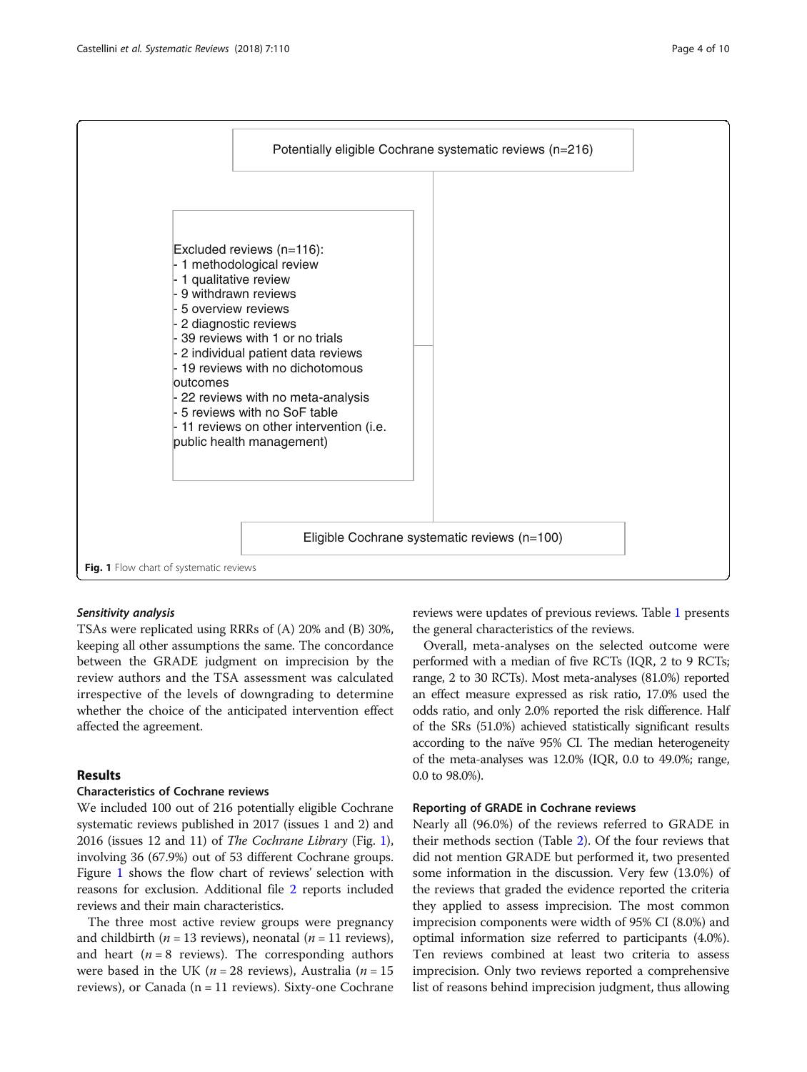Potentially eligible Cochrane systematic reviews (n=216)

Excluded reviews (n=116):
- 1 methodological review
- 1 qualitative review
- 9 withdrawn reviews
- 5 overview reviews
- 2 diagnostic reviews
- 39 reviews with 1 or no trials
- 2 individual patient data reviews
- 19 reviews with no dichotomous outcomes
- 22 reviews with no meta-analysis
- 5 reviews with no SoF table
- 11 reviews on other intervention (i.e. public health management)

Eligible Cochrane systematic reviews (n=100)

**Fig. 1** Flow chart of systematic reviews

#### *Sensitivity analysis*

TSAs were replicated using RRRs of (A) 20% and (B) 30%, keeping all other assumptions the same. The concordance between the GRADE judgment on imprecision by the review authors and the TSA assessment was calculated irrespective of the levels of downgrading to determine whether the choice of the anticipated intervention effect affected the agreement.

## Results

### Characteristics of Cochrane reviews

We included 100 out of 216 potentially eligible Cochrane systematic reviews published in 2017 (issues 1 and 2) and 2016 (issues 12 and 11) of *The Cochrane Library* (Fig. 1), involving 36 (67.9%) out of 53 different Cochrane groups. Figure 1 shows the flow chart of reviews' selection with reasons for exclusion. Additional file 2 reports included reviews and their main characteristics.

The three most active review groups were pregnancy and childbirth ($n = 13$ reviews), neonatal ($n = 11$ reviews), and heart ($n = 8$ reviews). The corresponding authors were based in the UK ($n = 28$ reviews), Australia ($n = 15$ reviews), or Canada (n = 11 reviews). Sixty-one Cochrane reviews were updates of previous reviews. Table 1 presents the general characteristics of the reviews.

Overall, meta-analyses on the selected outcome were performed with a median of five RCTs (IQR, 2 to 9 RCTs; range, 2 to 30 RCTs). Most meta-analyses (81.0%) reported an effect measure expressed as risk ratio, 17.0% used the odds ratio, and only 2.0% reported the risk difference. Half of the SRs (51.0%) achieved statistically significant results according to the naïve 95% CI. The median heterogeneity of the meta-analyses was 12.0% (IQR, 0.0 to 49.0%; range, 0.0 to 98.0%).

### Reporting of GRADE in Cochrane reviews

Nearly all (96.0%) of the reviews referred to GRADE in their methods section (Table 2). Of the four reviews that did not mention GRADE but performed it, two presented some information in the discussion. Very few (13.0%) of the reviews that graded the evidence reported the criteria they applied to assess imprecision. The most common imprecision components were width of 95% CI (8.0%) and optimal information size referred to participants (4.0%). Ten reviews combined at least two criteria to assess imprecision. Only two reviews reported a comprehensive list of reasons behind imprecision judgment, thus allowing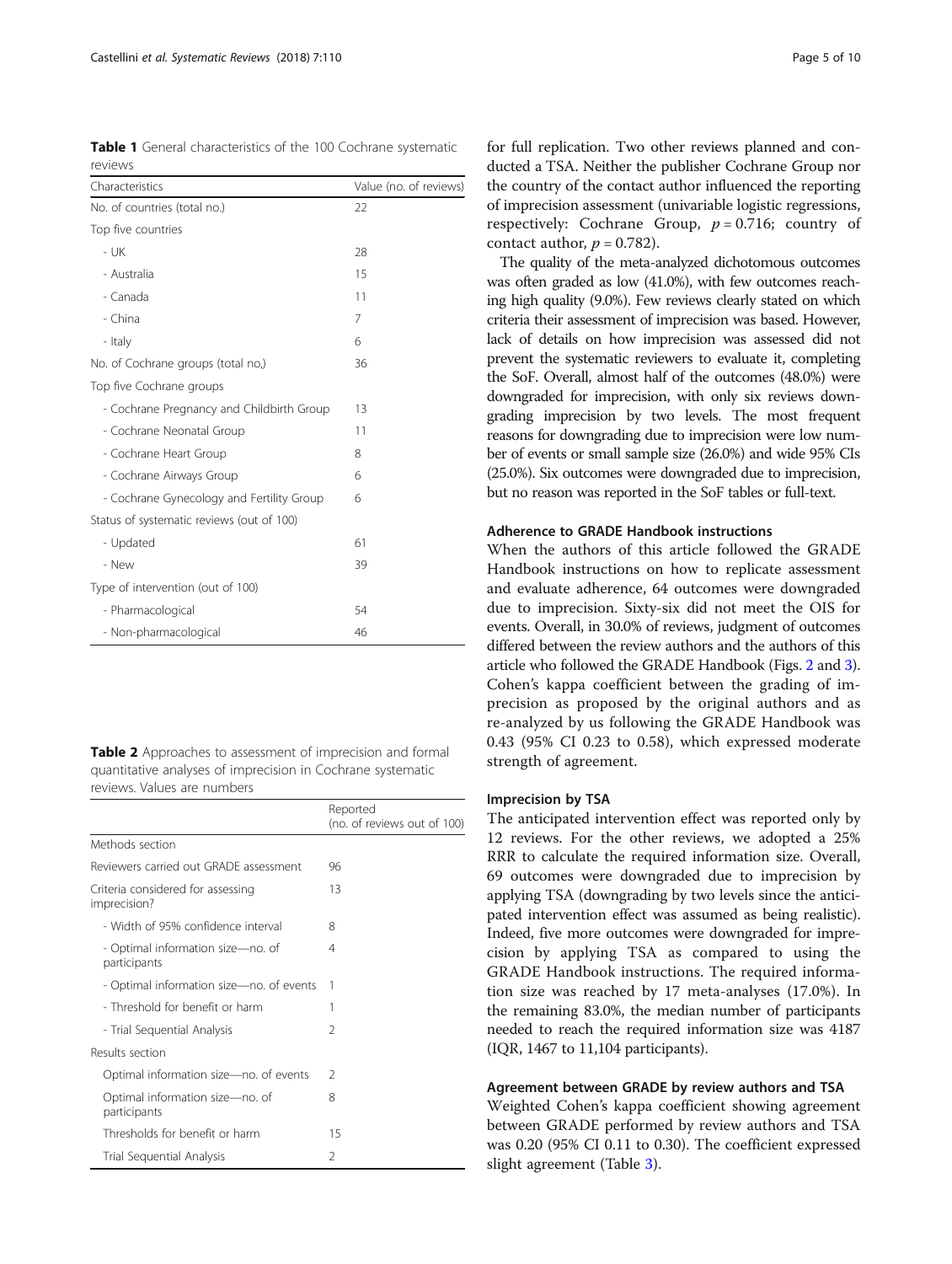**Table 1** General characteristics of the 100 Cochrane systematic reviews

| Characteristics | Value (no. of reviews) |
|---|---|
| No. of countries (total no.) | 22 |
| Top five countries | |
| - UK | 28 |
| - Australia | 15 |
| - Canada | 11 |
| - China | 7 |
| - Italy | 6 |
| No. of Cochrane groups (total no,) | 36 |
| Top five Cochrane groups | |
| - Cochrane Pregnancy and Childbirth Group | 13 |
| - Cochrane Neonatal Group | 11 |
| - Cochrane Heart Group | 8 |
| - Cochrane Airways Group | 6 |
| - Cochrane Gynecology and Fertility Group | 6 |
| Status of systematic reviews (out of 100) | |
| - Updated | 61 |
| - New | 39 |
| Type of intervention (out of 100) | |
| - Pharmacological | 54 |
| - Non-pharmacological | 46 |

**Table 2** Approaches to assessment of imprecision and formal quantitative analyses of imprecision in Cochrane systematic reviews. Values are numbers

| | Reported (no. of reviews out of 100) |
|---|---|
| Methods section | |
| Reviewers carried out GRADE assessment | 96 |
| Criteria considered for assessing imprecision? | 13 |
| - Width of 95% confidence interval | 8 |
| - Optimal information size—no. of participants | 4 |
| - Optimal information size—no. of events | 1 |
| - Threshold for benefit or harm | 1 |
| - Trial Sequential Analysis | 2 |
| Results section | |
| Optimal information size—no. of events | 2 |
| Optimal information size—no. of participants | 8 |
| Thresholds for benefit or harm | 15 |
| Trial Sequential Analysis | 2 |

for full replication. Two other reviews planned and conducted a TSA. Neither the publisher Cochrane Group nor the country of the contact author influenced the reporting of imprecision assessment (univariable logistic regressions, respectively: Cochrane Group, $p = 0.716$; country of contact author, $p = 0.782$).

The quality of the meta-analyzed dichotomous outcomes was often graded as low (41.0%), with few outcomes reaching high quality (9.0%). Few reviews clearly stated on which criteria their assessment of imprecision was based. However, lack of details on how imprecision was assessed did not prevent the systematic reviewers to evaluate it, completing the SoF. Overall, almost half of the outcomes (48.0%) were downgraded for imprecision, with only six reviews downgrading imprecision by two levels. The most frequent reasons for downgrading due to imprecision were low number of events or small sample size (26.0%) and wide 95% CIs (25.0%). Six outcomes were downgraded due to imprecision, but no reason was reported in the SoF tables or full-text.

### Adherence to GRADE Handbook instructions

When the authors of this article followed the GRADE Handbook instructions on how to replicate assessment and evaluate adherence, 64 outcomes were downgraded due to imprecision. Sixty-six did not meet the OIS for events. Overall, in 30.0% of reviews, judgment of outcomes differed between the review authors and the authors of this article who followed the GRADE Handbook (Figs. 2 and 3). Cohen's kappa coefficient between the grading of imprecision as proposed by the original authors and as re-analyzed by us following the GRADE Handbook was 0.43 (95% CI 0.23 to 0.58), which expressed moderate strength of agreement.

### Imprecision by TSA

The anticipated intervention effect was reported only by 12 reviews. For the other reviews, we adopted a 25% RRR to calculate the required information size. Overall, 69 outcomes were downgraded due to imprecision by applying TSA (downgrading by two levels since the anticipated intervention effect was assumed as being realistic). Indeed, five more outcomes were downgraded for imprecision by applying TSA as compared to using the GRADE Handbook instructions. The required information size was reached by 17 meta-analyses (17.0%). In the remaining 83.0%, the median number of participants needed to reach the required information size was 4187 (IQR, 1467 to 11,104 participants).

### Agreement between GRADE by review authors and TSA

Weighted Cohen's kappa coefficient showing agreement between GRADE performed by review authors and TSA was 0.20 (95% CI 0.11 to 0.30). The coefficient expressed slight agreement (Table 3).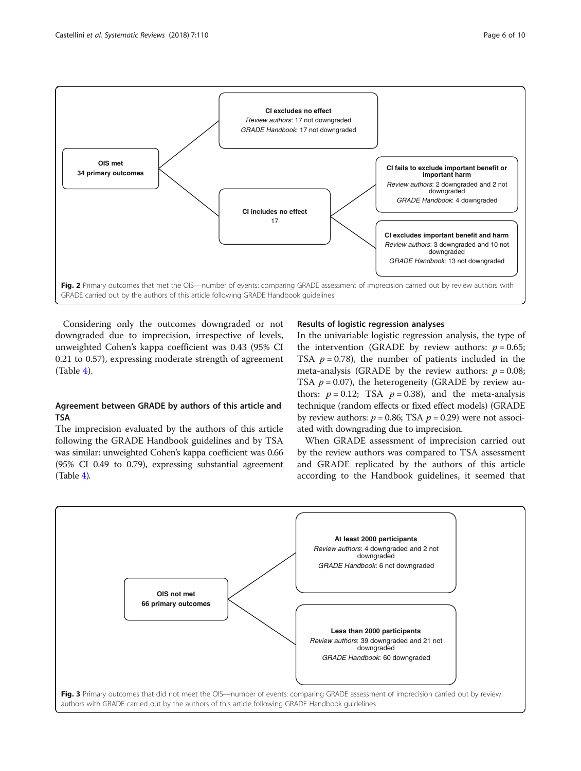**OIS met**
**34 primary outcomes**

**CI excludes no effect**
*Review authors*: 17 not downgraded
*GRADE Handbook*: 17 not downgraded

**CI includes no effect**
17

**CI fails to exclude important benefit or important harm**
*Review authors*: 2 downgraded and 2 not downgraded
*GRADE Handbook*: 4 downgraded

**CI excludes important benefit and harm**
*Review authors*: 3 downgraded and 10 not downgraded
*GRADE Handbook*: 13 not downgraded

**Fig. 2** Primary outcomes that met the OIS—number of events: comparing GRADE assessment of imprecision carried out by review authors with GRADE carried out by the authors of this article following GRADE Handbook guidelines

Considering only the outcomes downgraded or not downgraded due to imprecision, irrespective of levels, unweighted Cohen's kappa coefficient was 0.43 (95% CI 0.21 to 0.57), expressing moderate strength of agreement (Table 4).

## Agreement between GRADE by authors of this article and TSA

The imprecision evaluated by the authors of this article following the GRADE Handbook guidelines and by TSA was similar: unweighted Cohen's kappa coefficient was 0.66 (95% CI 0.49 to 0.79), expressing substantial agreement (Table 4).

## Results of logistic regression analyses

In the univariable logistic regression analysis, the type of the intervention (GRADE by review authors: $p = 0.65$; TSA $p = 0.78$), the number of patients included in the meta-analysis (GRADE by the review authors: $p = 0.08$; TSA $p = 0.07$), the heterogeneity (GRADE by review authors: $p = 0.12$; TSA $p = 0.38$), and the meta-analysis technique (random effects or fixed effect models) (GRADE by review authors: $p = 0.86$; TSA $p = 0.29$) were not associated with downgrading due to imprecision.

When GRADE assessment of imprecision carried out by the review authors was compared to TSA assessment and GRADE replicated by the authors of this article according to the Handbook guidelines, it seemed that

**OIS not met**
**66 primary outcomes**

**At least 2000 participants**
*Review authors*: 4 downgraded and 2 not downgraded
*GRADE Handbook*: 6 not downgraded

**Less than 2000 participants**
*Review authors*: 39 downgraded and 21 not downgraded
*GRADE Handbook*: 60 downgraded

**Fig. 3** Primary outcomes that did not meet the OIS—number of events: comparing GRADE assessment of imprecision carried out by review authors with GRADE carried out by the authors of this article following GRADE Handbook guidelines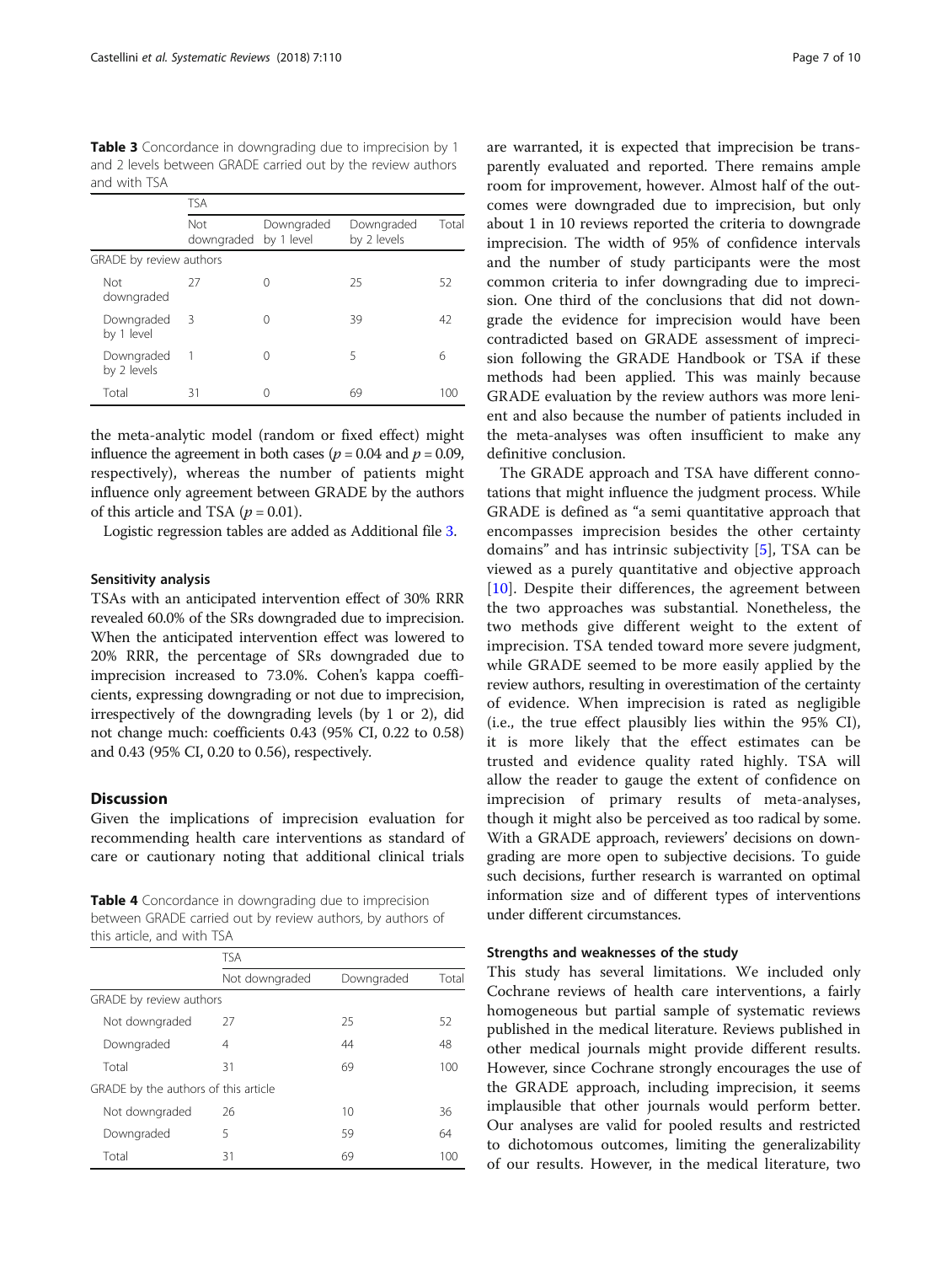**Table 3** Concordance in downgrading due to imprecision by 1 and 2 levels between GRADE carried out by the review authors and with TSA

| | TSA | | | |
|---|---|---|---|---|
| | Not downgraded | Downgraded by 1 level | Downgraded by 2 levels | Total |
| GRADE by review authors | | | | |
| Not downgraded | 27 | 0 | 25 | 52 |
| Downgraded by 1 level | 3 | 0 | 39 | 42 |
| Downgraded by 2 levels | 1 | 0 | 5 | 6 |
| Total | 31 | 0 | 69 | 100 |

the meta-analytic model (random or fixed effect) might influence the agreement in both cases ($p = 0.04$ and $p = 0.09$, respectively), whereas the number of patients might influence only agreement between GRADE by the authors of this article and TSA ($p = 0.01$).

Logistic regression tables are added as Additional file 3.

### Sensitivity analysis

TSAs with an anticipated intervention effect of 30% RRR revealed 60.0% of the SRs downgraded due to imprecision. When the anticipated intervention effect was lowered to 20% RRR, the percentage of SRs downgraded due to imprecision increased to 73.0%. Cohen's kappa coefficients, expressing downgrading or not due to imprecision, irrespectively of the downgrading levels (by 1 or 2), did not change much: coefficients 0.43 (95% CI, 0.22 to 0.58) and 0.43 (95% CI, 0.20 to 0.56), respectively.

## Discussion

Given the implications of imprecision evaluation for recommending health care interventions as standard of care or cautionary noting that additional clinical trials are warranted, it is expected that imprecision be transparently evaluated and reported. There remains ample room for improvement, however. Almost half of the outcomes were downgraded due to imprecision, but only about 1 in 10 reviews reported the criteria to downgrade imprecision. The width of 95% of confidence intervals and the number of study participants were the most common criteria to infer downgrading due to imprecision. One third of the conclusions that did not downgrade the evidence for imprecision would have been contradicted based on GRADE assessment of imprecision following the GRADE Handbook or TSA if these methods had been applied. This was mainly because GRADE evaluation by the review authors was more lenient and also because the number of patients included in the meta-analyses was often insufficient to make any definitive conclusion.

**Table 4** Concordance in downgrading due to imprecision between GRADE carried out by review authors, by authors of this article, and with TSA

| | TSA | | |
|---|---|---|---|
| | Not downgraded | Downgraded | Total |
| GRADE by review authors | | | |
| Not downgraded | 27 | 25 | 52 |
| Downgraded | 4 | 44 | 48 |
| Total | 31 | 69 | 100 |
| GRADE by the authors of this article | | | |
| Not downgraded | 26 | 10 | 36 |
| Downgraded | 5 | 59 | 64 |
| Total | 31 | 69 | 100 |

The GRADE approach and TSA have different connotations that might influence the judgment process. While GRADE is defined as "a semi quantitative approach that encompasses imprecision besides the other certainty domains" and has intrinsic subjectivity [5], TSA can be viewed as a purely quantitative and objective approach [10]. Despite their differences, the agreement between the two approaches was substantial. Nonetheless, the two methods give different weight to the extent of imprecision. TSA tended toward more severe judgment, while GRADE seemed to be more easily applied by the review authors, resulting in overestimation of the certainty of evidence. When imprecision is rated as negligible (i.e., the true effect plausibly lies within the 95% CI), it is more likely that the effect estimates can be trusted and evidence quality rated highly. TSA will allow the reader to gauge the extent of confidence on imprecision of primary results of meta-analyses, though it might also be perceived as too radical by some. With a GRADE approach, reviewers' decisions on downgrading are more open to subjective decisions. To guide such decisions, further research is warranted on optimal information size and of different types of interventions under different circumstances.

### Strengths and weaknesses of the study

This study has several limitations. We included only Cochrane reviews of health care interventions, a fairly homogeneous but partial sample of systematic reviews published in the medical literature. Reviews published in other medical journals might provide different results. However, since Cochrane strongly encourages the use of the GRADE approach, including imprecision, it seems implausible that other journals would perform better. Our analyses are valid for pooled results and restricted to dichotomous outcomes, limiting the generalizability of our results. However, in the medical literature, two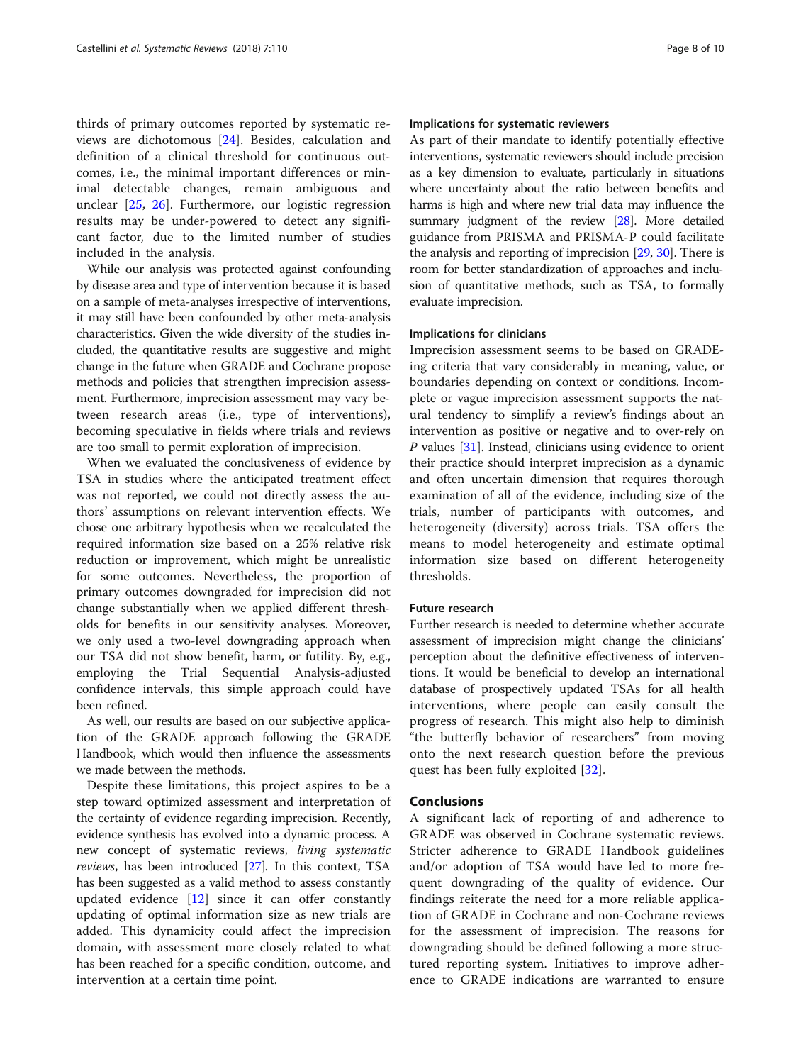thirds of primary outcomes reported by systematic reviews are dichotomous [24]. Besides, calculation and definition of a clinical threshold for continuous outcomes, i.e., the minimal important differences or minimal detectable changes, remain ambiguous and unclear [25, 26]. Furthermore, our logistic regression results may be under-powered to detect any significant factor, due to the limited number of studies included in the analysis.

While our analysis was protected against confounding by disease area and type of intervention because it is based on a sample of meta-analyses irrespective of interventions, it may still have been confounded by other meta-analysis characteristics. Given the wide diversity of the studies included, the quantitative results are suggestive and might change in the future when GRADE and Cochrane propose methods and policies that strengthen imprecision assessment. Furthermore, imprecision assessment may vary between research areas (i.e., type of interventions), becoming speculative in fields where trials and reviews are too small to permit exploration of imprecision.

When we evaluated the conclusiveness of evidence by TSA in studies where the anticipated treatment effect was not reported, we could not directly assess the authors' assumptions on relevant intervention effects. We chose one arbitrary hypothesis when we recalculated the required information size based on a 25% relative risk reduction or improvement, which might be unrealistic for some outcomes. Nevertheless, the proportion of primary outcomes downgraded for imprecision did not change substantially when we applied different thresholds for benefits in our sensitivity analyses. Moreover, we only used a two-level downgrading approach when our TSA did not show benefit, harm, or futility. By, e.g., employing the Trial Sequential Analysis-adjusted confidence intervals, this simple approach could have been refined.

As well, our results are based on our subjective application of the GRADE approach following the GRADE Handbook, which would then influence the assessments we made between the methods.

Despite these limitations, this project aspires to be a step toward optimized assessment and interpretation of the certainty of evidence regarding imprecision. Recently, evidence synthesis has evolved into a dynamic process. A new concept of systematic reviews, *living systematic reviews*, has been introduced [27]. In this context, TSA has been suggested as a valid method to assess constantly updated evidence [12] since it can offer constantly updating of optimal information size as new trials are added. This dynamicity could affect the imprecision domain, with assessment more closely related to what has been reached for a specific condition, outcome, and intervention at a certain time point.

### Implications for systematic reviewers

As part of their mandate to identify potentially effective interventions, systematic reviewers should include precision as a key dimension to evaluate, particularly in situations where uncertainty about the ratio between benefits and harms is high and where new trial data may influence the summary judgment of the review [28]. More detailed guidance from PRISMA and PRISMA-P could facilitate the analysis and reporting of imprecision [29, 30]. There is room for better standardization of approaches and inclusion of quantitative methods, such as TSA, to formally evaluate imprecision.

### Implications for clinicians

Imprecision assessment seems to be based on GRADEing criteria that vary considerably in meaning, value, or boundaries depending on context or conditions. Incomplete or vague imprecision assessment supports the natural tendency to simplify a review's findings about an intervention as positive or negative and to over-rely on *P* values [31]. Instead, clinicians using evidence to orient their practice should interpret imprecision as a dynamic and often uncertain dimension that requires thorough examination of all of the evidence, including size of the trials, number of participants with outcomes, and heterogeneity (diversity) across trials. TSA offers the means to model heterogeneity and estimate optimal information size based on different heterogeneity thresholds.

### Future research

Further research is needed to determine whether accurate assessment of imprecision might change the clinicians' perception about the definitive effectiveness of interventions. It would be beneficial to develop an international database of prospectively updated TSAs for all health interventions, where people can easily consult the progress of research. This might also help to diminish "the butterfly behavior of researchers" from moving onto the next research question before the previous quest has been fully exploited [32].

## Conclusions

A significant lack of reporting of and adherence to GRADE was observed in Cochrane systematic reviews. Stricter adherence to GRADE Handbook guidelines and/or adoption of TSA would have led to more frequent downgrading of the quality of evidence. Our findings reiterate the need for a more reliable application of GRADE in Cochrane and non-Cochrane reviews for the assessment of imprecision. The reasons for downgrading should be defined following a more structured reporting system. Initiatives to improve adherence to GRADE indications are warranted to ensure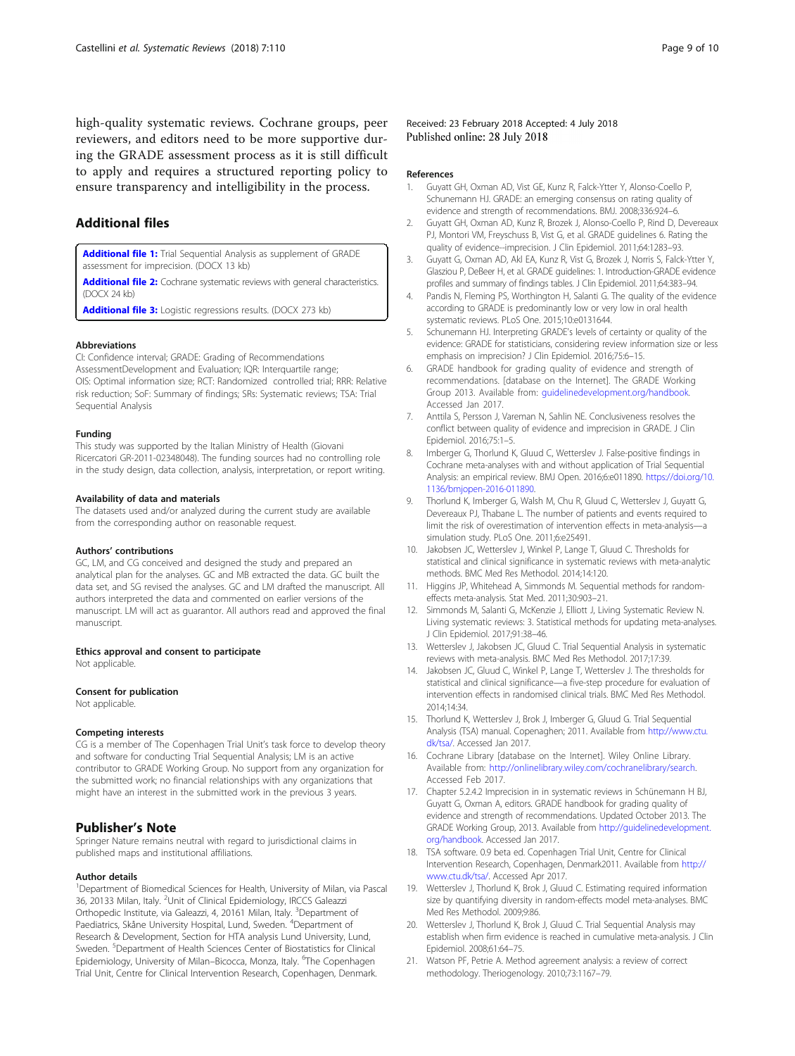high-quality systematic reviews. Cochrane groups, peer reviewers, and editors need to be more supportive during the GRADE assessment process as it is still difficult to apply and requires a structured reporting policy to ensure transparency and intelligibility in the process.

## Additional files

**Additional file 1:** Trial Sequential Analysis as supplement of GRADE assessment for imprecision. (DOCX 13 kb)

**Additional file 2:** Cochrane systematic reviews with general characteristics. (DOCX 24 kb)

**Additional file 3:** Logistic regressions results. (DOCX 273 kb)

#### Abbreviations

CI: Confidence interval; GRADE: Grading of Recommendations AssessmentDevelopment and Evaluation; IQR: Interquartile range; OIS: Optimal information size; RCT: Randomized controlled trial; RRR: Relative risk reduction; SoF: Summary of findings; SRs: Systematic reviews; TSA: Trial Sequential Analysis

#### Funding

This study was supported by the Italian Ministry of Health (Giovani Ricercatori GR-2011-02348048). The funding sources had no controlling role in the study design, data collection, analysis, interpretation, or report writing.

#### Availability of data and materials

The datasets used and/or analyzed during the current study are available from the corresponding author on reasonable request.

#### Authors' contributions

GC, LM, and CG conceived and designed the study and prepared an analytical plan for the analyses. GC and MB extracted the data. GC built the data set, and SG revised the analyses. GC and LM drafted the manuscript. All authors interpreted the data and commented on earlier versions of the manuscript. LM will act as guarantor. All authors read and approved the final manuscript.

#### Ethics approval and consent to participate

Not applicable.

#### Consent for publication

Not applicable.

#### Competing interests

CG is a member of The Copenhagen Trial Unit's task force to develop theory and software for conducting Trial Sequential Analysis; LM is an active contributor to GRADE Working Group. No support from any organization for the submitted work; no financial relationships with any organizations that might have an interest in the submitted work in the previous 3 years.

## Publisher's Note

Springer Nature remains neutral with regard to jurisdictional claims in published maps and institutional affiliations.

#### Author details

[1]Department of Biomedical Sciences for Health, University of Milan, via Pascal 36, 20133 Milan, Italy. [2]Unit of Clinical Epidemiology, IRCCS Galeazzi Orthopedic Institute, via Galeazzi, 4, 20161 Milan, Italy. [3]Department of Paediatrics, Skåne University Hospital, Lund, Sweden. [4]Department of Research & Development, Section for HTA analysis Lund University, Lund, Sweden. [5]Department of Health Sciences Center of Biostatistics for Clinical Epidemiology, University of Milan–Bicocca, Monza, Italy. [6]The Copenhagen Trial Unit, Centre for Clinical Intervention Research, Copenhagen, Denmark.

Received: 23 February 2018 Accepted: 4 July 2018
Published online: 28 July 2018

#### References

1. Guyatt GH, Oxman AD, Vist GE, Kunz R, Falck-Ytter Y, Alonso-Coello P, Schunemann HJ. GRADE: an emerging consensus on rating quality of evidence and strength of recommendations. BMJ. 2008;336:924–6.
2. Guyatt GH, Oxman AD, Kunz R, Brozek J, Alonso-Coello P, Rind D, Devereaux PJ, Montori VM, Freyschuss B, Vist G, et al. GRADE guidelines 6. Rating the quality of evidence--imprecision. J Clin Epidemiol. 2011;64:1283–93.
3. Guyatt G, Oxman AD, Akl EA, Kunz R, Vist G, Brozek J, Norris S, Falck-Ytter Y, Glasziou P, DeBeer H, et al. GRADE guidelines: 1. Introduction-GRADE evidence profiles and summary of findings tables. J Clin Epidemiol. 2011;64:383–94.
4. Pandis N, Fleming PS, Worthington H, Salanti G. The quality of the evidence according to GRADE is predominantly low or very low in oral health systematic reviews. PLoS One. 2015;10:e0131644.
5. Schunemann HJ. Interpreting GRADE's levels of certainty or quality of the evidence: GRADE for statisticians, considering review information size or less emphasis on imprecision? J Clin Epidemiol. 2016;75:6–15.
6. GRADE handbook for grading quality of evidence and strength of recommendations. [database on the Internet]. The GRADE Working Group 2013. Available from: guidelinedevelopment.org/handbook. Accessed Jan 2017.
7. Anttila S, Persson J, Vareman N, Sahlin NE. Conclusiveness resolves the conflict between quality of evidence and imprecision in GRADE. J Clin Epidemiol. 2016;75:1–5.
8. Imberger G, Thorlund K, Gluud C, Wetterslev J. False-positive findings in Cochrane meta-analyses with and without application of Trial Sequential Analysis: an empirical review. BMJ Open. 2016;6:e011890. https://doi.org/10.1136/bmjopen-2016-011890.
9. Thorlund K, Imberger G, Walsh M, Chu R, Gluud C, Wetterslev J, Guyatt G, Devereaux PJ, Thabane L. The number of patients and events required to limit the risk of overestimation of intervention effects in meta-analysis—a simulation study. PLoS One. 2011;6:e25491.
10. Jakobsen JC, Wetterslev J, Winkel P, Lange T, Gluud C. Thresholds for statistical and clinical significance in systematic reviews with meta-analytic methods. BMC Med Res Methodol. 2014;14:120.
11. Higgins JP, Whitehead A, Simmonds M. Sequential methods for random-effects meta-analysis. Stat Med. 2011;30:903–21.
12. Simmonds M, Salanti G, McKenzie J, Elliott J, Living Systematic Review N. Living systematic reviews: 3. Statistical methods for updating meta-analyses. J Clin Epidemiol. 2017;91:38–46.
13. Wetterslev J, Jakobsen JC, Gluud C. Trial Sequential Analysis in systematic reviews with meta-analysis. BMC Med Res Methodol. 2017;17:39.
14. Jakobsen JC, Gluud C, Winkel P, Lange T, Wetterslev J. The thresholds for statistical and clinical significance—a five-step procedure for evaluation of intervention effects in randomised clinical trials. BMC Med Res Methodol. 2014;14:34.
15. Thorlund K, Wetterslev J, Brok J, Imberger G, Gluud G. Trial Sequential Analysis (TSA) manual. Copenaghen; 2011. Available from http://www.ctu.dk/tsa/. Accessed Jan 2017.
16. Cochrane Library [database on the Internet]. Wiley Online Library. Available from: http://onlinelibrary.wiley.com/cochranelibrary/search. Accessed Feb 2017.
17. Chapter 5.2.4.2 Imprecision in in systematic reviews in Schünemann H BJ, Guyatt G, Oxman A, editors. GRADE handbook for grading quality of evidence and strength of recommendations. Updated October 2013. The GRADE Working Group, 2013. Available from http://guidelinedevelopment.org/handbook. Accessed Jan 2017.
18. TSA software. 0.9 beta ed. Copenhagen Trial Unit, Centre for Clinical Intervention Research, Copenhagen, Denmark2011. Available from http://www.ctu.dk/tsa/. Accessed Apr 2017.
19. Wetterslev J, Thorlund K, Brok J, Gluud C. Estimating required information size by quantifying diversity in random-effects model meta-analyses. BMC Med Res Methodol. 2009;9:86.
20. Wetterslev J, Thorlund K, Brok J, Gluud C. Trial Sequential Analysis may establish when firm evidence is reached in cumulative meta-analysis. J Clin Epidemiol. 2008;61:64–75.
21. Watson PF, Petrie A. Method agreement analysis: a review of correct methodology. Theriogenology. 2010;73:1167–79.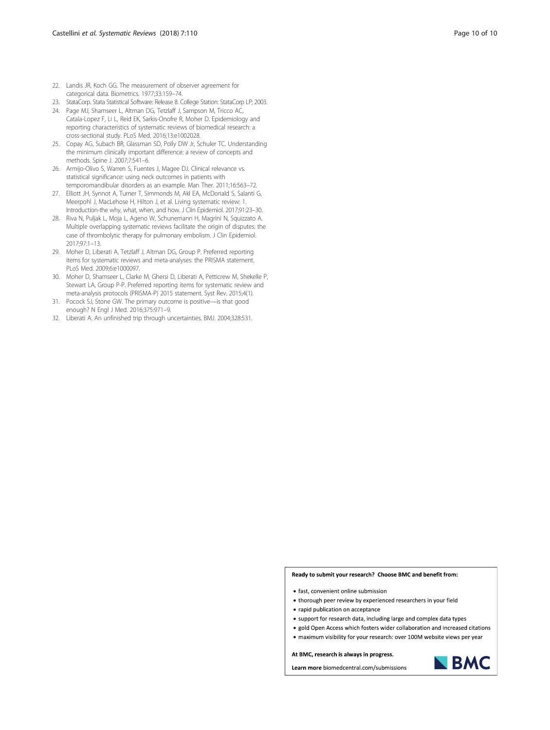22. Landis JR, Koch GG. The measurement of observer agreement for categorical data. Biometrics. 1977;33:159–74.
23. StataCorp. Stata Statistical Software: Release 8. College Station: StataCorp LP; 2003.
24. Page MJ, Shamseer L, Altman DG, Tetzlaff J, Sampson M, Tricco AC, Catala-Lopez F, Li L, Reid EK, Sarkis-Onofre R, Moher D. Epidemiology and reporting characteristics of systematic reviews of biomedical research: a cross-sectional study. PLoS Med. 2016;13:e1002028.
25. Copay AG, Subach BR, Glassman SD, Polly DW Jr, Schuler TC. Understanding the minimum clinically important difference: a review of concepts and methods. Spine J. 2007;7:541–6.
26. Armijo-Olivo S, Warren S, Fuentes J, Magee DJ. Clinical relevance vs. statistical significance: using neck outcomes in patients with temporomandibular disorders as an example. Man Ther. 2011;16:563–72.
27. Elliott JH, Synnot A, Turner T, Simmonds M, Akl EA, McDonald S, Salanti G, Meerpohl J, MacLehose H, Hilton J, et al. Living systematic review: 1. Introduction-the why, what, when, and how. J Clin Epidemiol. 2017;91:23–30.
28. Riva N, Puljak L, Moja L, Ageno W, Schunemann H, Magrini N, Squizzato A. Multiple overlapping systematic reviews facilitate the origin of disputes: the case of thrombolytic therapy for pulmonary embolism. J Clin Epidemiol. 2017;97:1–13.
29. Moher D, Liberati A, Tetzlaff J, Altman DG, Group P. Preferred reporting items for systematic reviews and meta-analyses: the PRISMA statement. PLoS Med. 2009;6:e1000097.
30. Moher D, Shamseer L, Clarke M, Ghersi D, Liberati A, Petticrew M, Shekelle P, Stewart LA, Group P-P. Preferred reporting items for systematic review and meta-analysis protocols (PRISMA-P) 2015 statement. Syst Rev. 2015;4(1).
31. Pocock SJ, Stone GW. The primary outcome is positive—is that good enough? N Engl J Med. 2016;375:971–9.
32. Liberati A. An unfinished trip through uncertainties. BMJ. 2004;328:531.

**Ready to submit your research? Choose BMC and benefit from:**

- fast, convenient online submission
- thorough peer review by experienced researchers in your field
- rapid publication on acceptance
- support for research data, including large and complex data types
- gold Open Access which fosters wider collaboration and increased citations
- maximum visibility for your research: over 100M website views per year

**At BMC, research is always in progress.**

**Learn more** biomedcentral.com/submissions

BMC